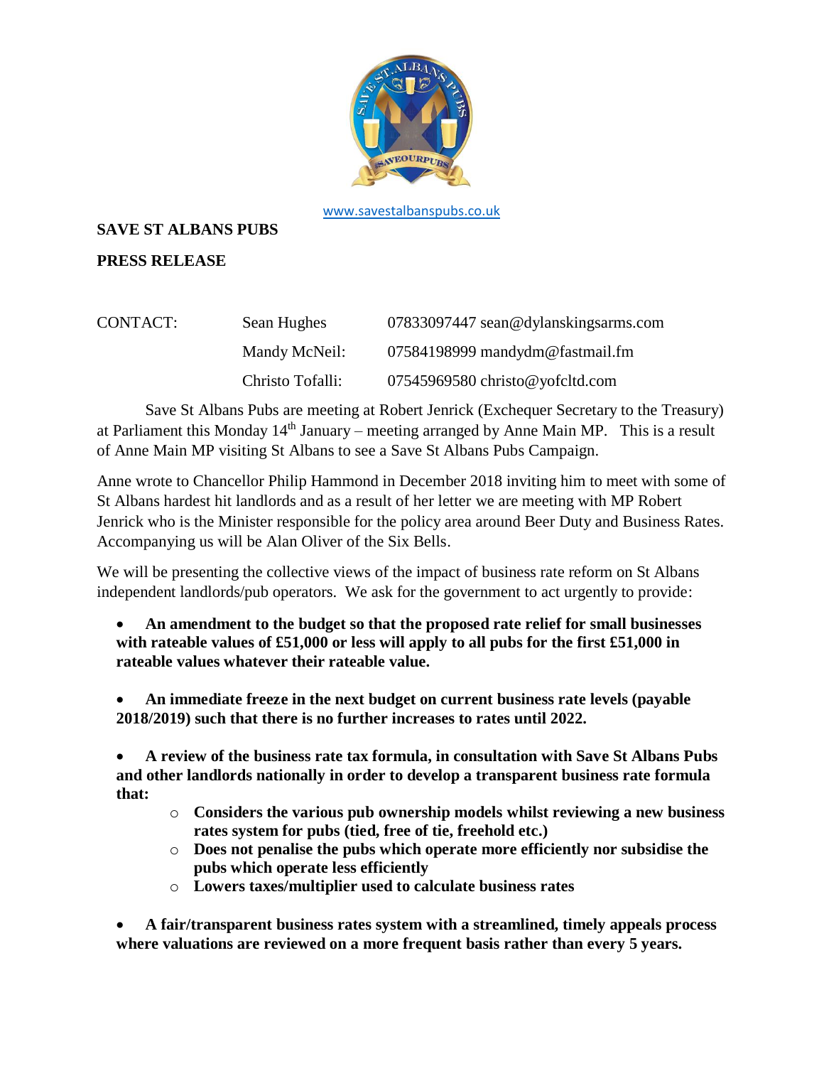www.savestalbanspubs.co.uk

**SAVE ST ALBANS PUBS**

**PRESS RELEASE**

| | | |
|---|---|---|
| CONTACT: | Sean Hughes | 07833097447 sean@dylanskingsarms.com |
| | Mandy McNeil: | 07584198999 mandydm@fastmail.fm |
| | Christo Tofalli: | 07545969580 christo@yofcltd.com |

Save St Albans Pubs are meeting at Robert Jenrick (Exchequer Secretary to the Treasury) at Parliament this Monday 14th January – meeting arranged by Anne Main MP. This is a result of Anne Main MP visiting St Albans to see a Save St Albans Pubs Campaign.

Anne wrote to Chancellor Philip Hammond in December 2018 inviting him to meet with some of St Albans hardest hit landlords and as a result of her letter we are meeting with MP Robert Jenrick who is the Minister responsible for the policy area around Beer Duty and Business Rates. Accompanying us will be Alan Oliver of the Six Bells.

We will be presenting the collective views of the impact of business rate reform on St Albans independent landlords/pub operators. We ask for the government to act urgently to provide:

- **An amendment to the budget so that the proposed rate relief for small businesses with rateable values of £51,000 or less will apply to all pubs for the first £51,000 in rateable values whatever their rateable value.**

- **An immediate freeze in the next budget on current business rate levels (payable 2018/2019) such that there is no further increases to rates until 2022.**

- **A review of the business rate tax formula, in consultation with Save St Albans Pubs and other landlords nationally in order to develop a transparent business rate formula that:**
  - **Considers the various pub ownership models whilst reviewing a new business rates system for pubs (tied, free of tie, freehold etc.)**
  - **Does not penalise the pubs which operate more efficiently nor subsidise the pubs which operate less efficiently**
  - **Lowers taxes/multiplier used to calculate business rates**

- **A fair/transparent business rates system with a streamlined, timely appeals process where valuations are reviewed on a more frequent basis rather than every 5 years.**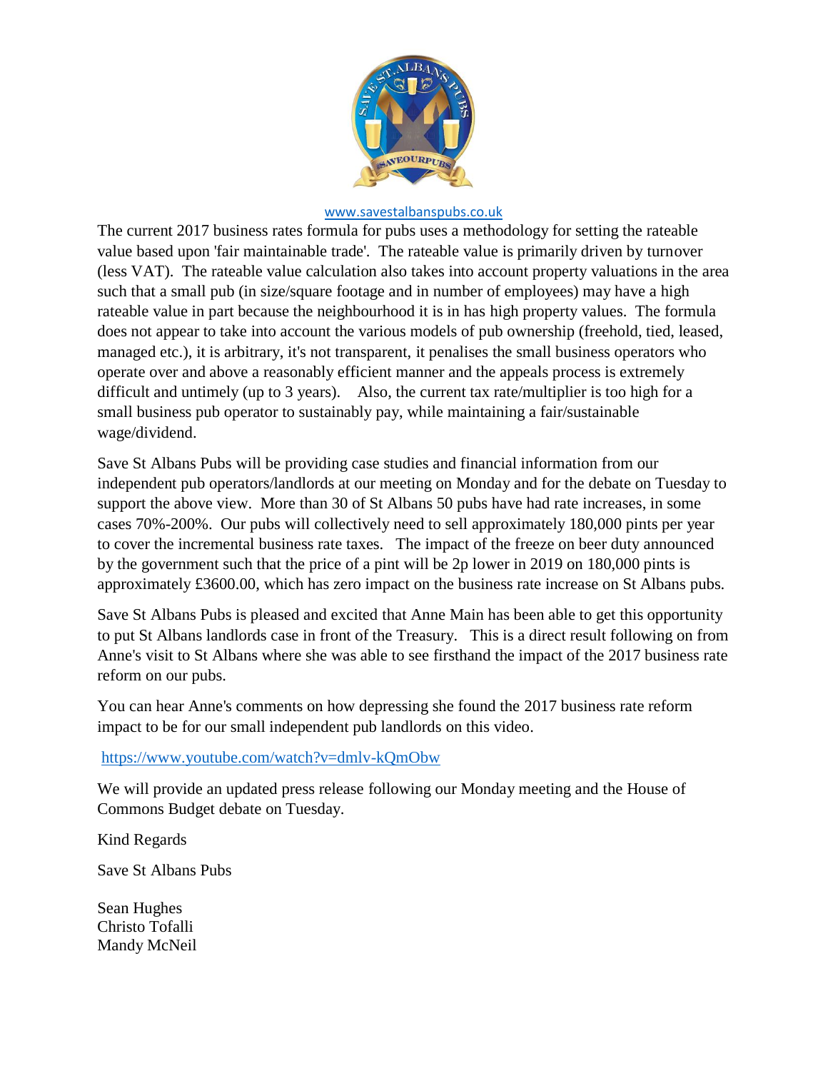www.savestalbanspubs.co.uk

The current 2017 business rates formula for pubs uses a methodology for setting the rateable value based upon 'fair maintainable trade'. The rateable value is primarily driven by turnover (less VAT). The rateable value calculation also takes into account property valuations in the area such that a small pub (in size/square footage and in number of employees) may have a high rateable value in part because the neighbourhood it is in has high property values. The formula does not appear to take into account the various models of pub ownership (freehold, tied, leased, managed etc.), it is arbitrary, it's not transparent, it penalises the small business operators who operate over and above a reasonably efficient manner and the appeals process is extremely difficult and untimely (up to 3 years). Also, the current tax rate/multiplier is too high for a small business pub operator to sustainably pay, while maintaining a fair/sustainable wage/dividend.

Save St Albans Pubs will be providing case studies and financial information from our independent pub operators/landlords at our meeting on Monday and for the debate on Tuesday to support the above view. More than 30 of St Albans 50 pubs have had rate increases, in some cases 70%-200%. Our pubs will collectively need to sell approximately 180,000 pints per year to cover the incremental business rate taxes. The impact of the freeze on beer duty announced by the government such that the price of a pint will be 2p lower in 2019 on 180,000 pints is approximately £3600.00, which has zero impact on the business rate increase on St Albans pubs.

Save St Albans Pubs is pleased and excited that Anne Main has been able to get this opportunity to put St Albans landlords case in front of the Treasury. This is a direct result following on from Anne's visit to St Albans where she was able to see firsthand the impact of the 2017 business rate reform on our pubs.

You can hear Anne's comments on how depressing she found the 2017 business rate reform impact to be for our small independent pub landlords on this video.

https://www.youtube.com/watch?v=dmlv-kQmObw

We will provide an updated press release following our Monday meeting and the House of Commons Budget debate on Tuesday.

Kind Regards

Save St Albans Pubs

Sean Hughes
Christo Tofalli
Mandy McNeil